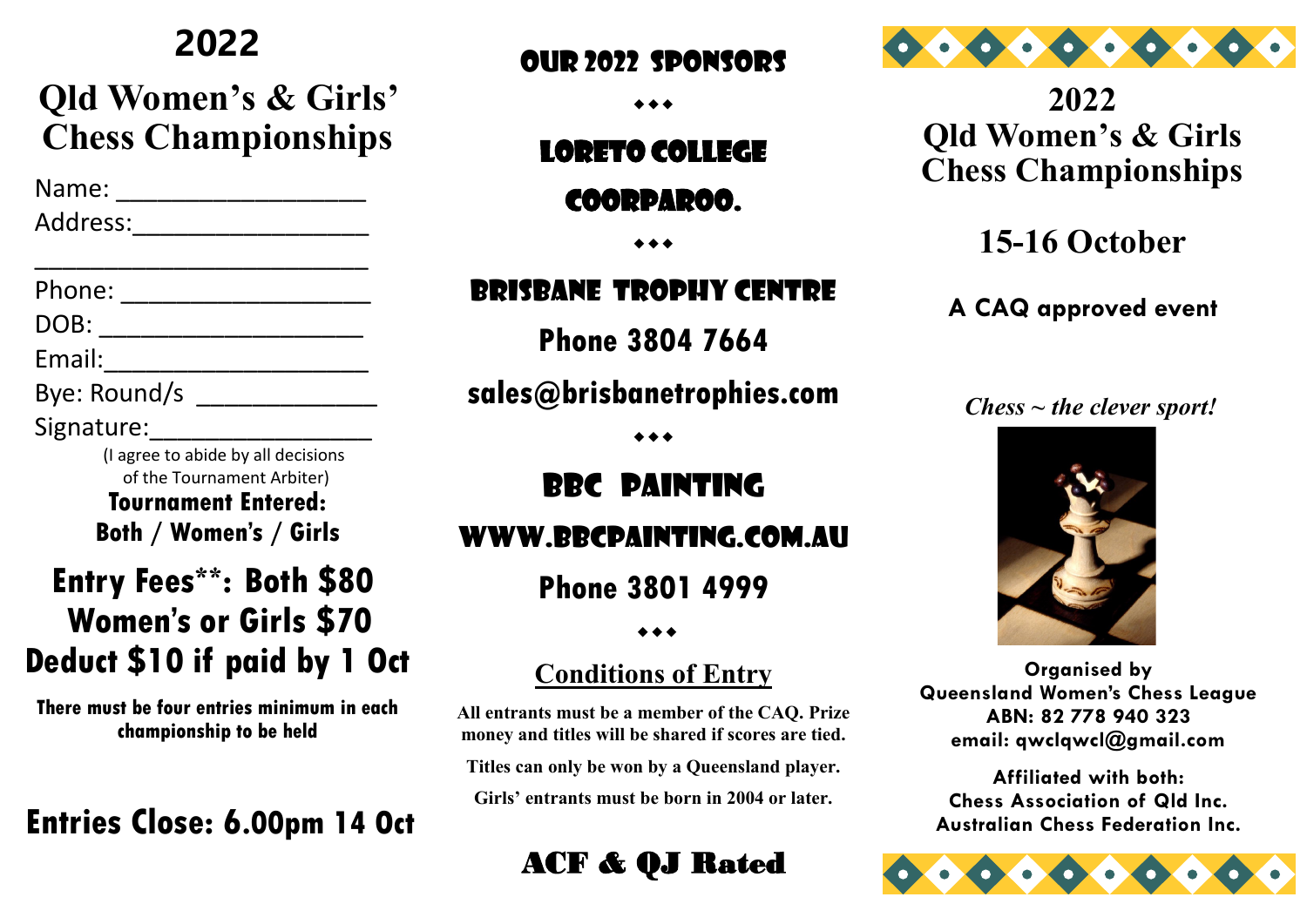# 2022

## Qld Women's & Girls' Chess Championships

Name: ___________________

Address:_________________

__________________________

Phone: __________________

DOB: ____________________

Email:____________________

Bye: Round/s _____________

Signature:________________

(I agree to abide by all decisions of the Tournament Arbiter)

**Tournament Entered:**
**Both / Women's / Girls**

## Entry Fees**: Both $80
## Women's or Girls $70
## Deduct $10 if paid by 1 Oct

**There must be four entries minimum in each championship to be held**

## Entries Close: 6.00pm 14 Oct

## OUR 2022 SPONSORS

◆◆◆

**LORETO COLLEGE COORPAROO.**

◆◆◆

**BRISBANE TROPHY CENTRE**

**Phone 3804 7664**

**sales@brisbanetrophies.com**

◆◆◆

**BBC PAINTING**

**WWW.BBCPAINTING.COM.AU**

**Phone 3801 4999**

◆◆◆

## Conditions of Entry

**All entrants must be a member of the CAQ. Prize money and titles will be shared if scores are tied.**

**Titles can only be won by a Queensland player.**

**Girls' entrants must be born in 2004 or later.**

**ACF & QJ Rated**

# 2022 Qld Women's & Girls Chess Championships

## 15-16 October

**A CAQ approved event**

*Chess ~ the clever sport!*

**Organised by**
**Queensland Women's Chess League**
**ABN: 82 778 940 323**
**email: qwclqwcl@gmail.com**

**Affiliated with both:**
**Chess Association of Qld Inc.**
**Australian Chess Federation Inc.**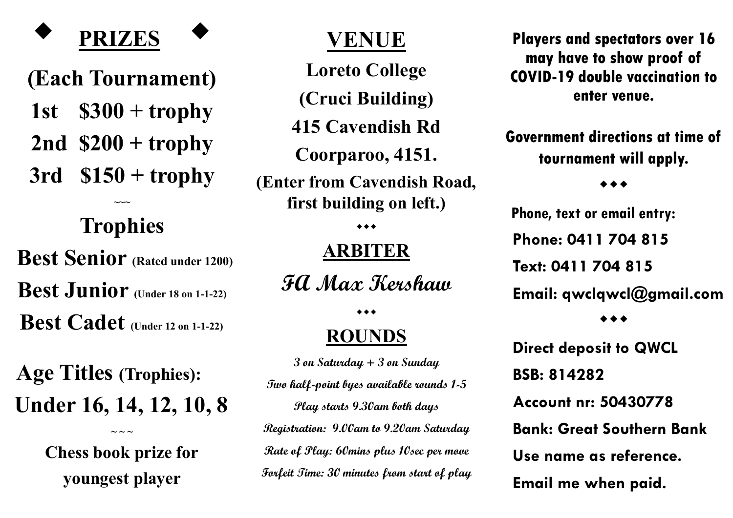## ◆ PRIZES ◆

**(Each Tournament)**

**1st $300 + trophy**

**2nd $200 + trophy**

**3rd $150 + trophy**

~~~

## Trophies

**Best Senior** (Rated under 1200)

**Best Junior** (Under 18 on 1-1-22)

**Best Cadet** (Under 12 on 1-1-22)

**Age Titles (Trophies):**

**Under 16, 14, 12, 10, 8**

~~~

**Chess book prize for youngest player**

## VENUE

**Loreto College**

**(Cruci Building)**

**415 Cavendish Rd**

**Coorparoo, 4151.**

**(Enter from Cavendish Road, first building on left.)**

◆◆◆

## ARBITER

***FA Max Kershaw***

◆◆◆

## ROUNDS

*3 on Saturday + 3 on Sunday*

*Two half-point byes available rounds 1-5*

*Play starts 9.30am both days*

*Registration: 9.00am to 9.20am Saturday*

*Rate of Play: 60mins plus 10sec per move*

*Forfeit Time: 30 minutes from start of play*

**Players and spectators over 16 may have to show proof of COVID-19 double vaccination to enter venue.**

**Government directions at time of tournament will apply.**

◆◆◆

**Phone, text or email entry:**

**Phone: 0411 704 815**

**Text: 0411 704 815**

**Email: qwclqwcl@gmail.com**

◆◆◆

**Direct deposit to QWCL**

**BSB: 814282**

**Account nr: 50430778**

**Bank: Great Southern Bank**

**Use name as reference.**

**Email me when paid.**